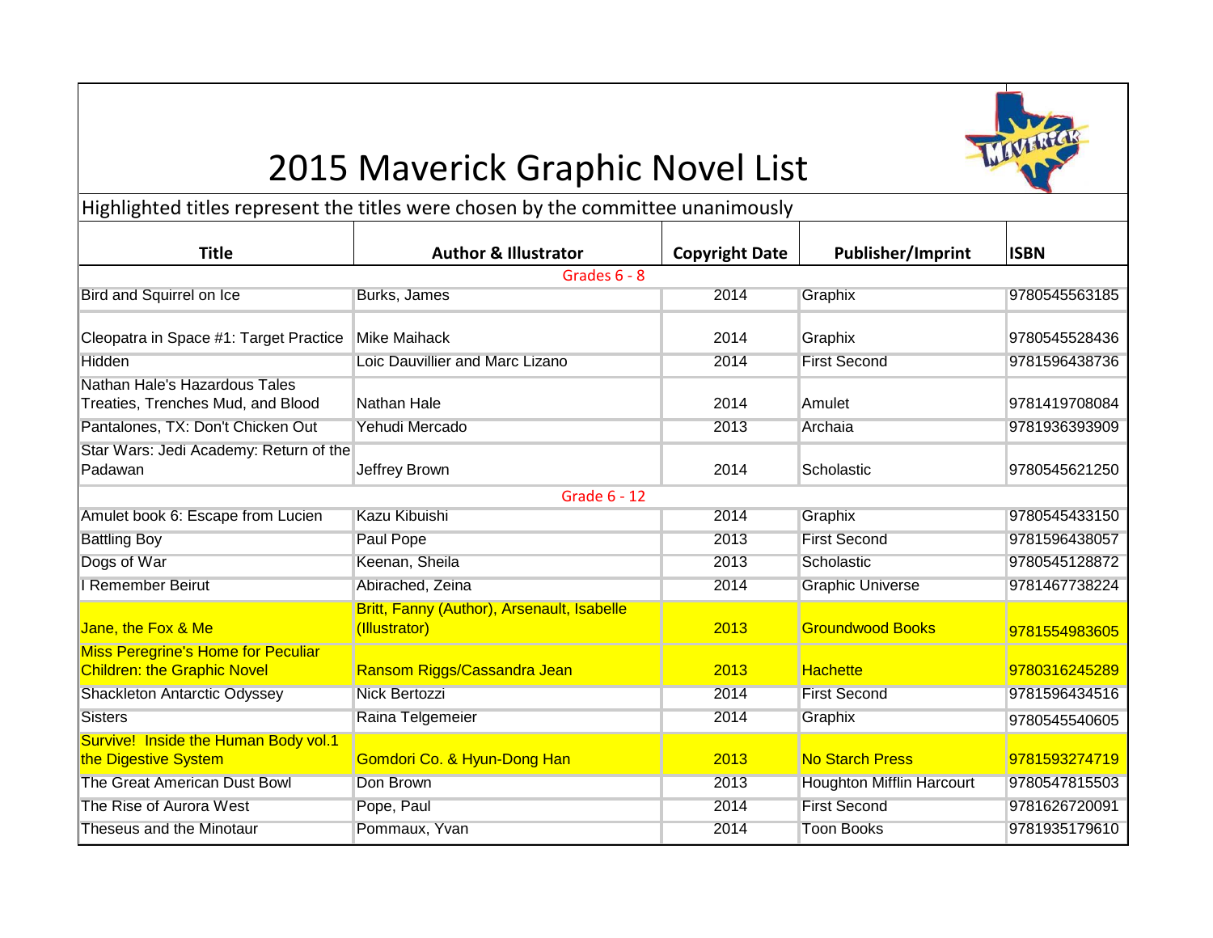# 2015 Maverick Graphic Novel List

Highlighted titles represent the titles were chosen by the committee unanimously

| Title | Author & Illustrator | Copyright Date | Publisher/Imprint | ISBN |
|---|---|---|---|---|
| | | Grades 6 - 8 | | |
| Bird and Squirrel on Ice | Burks, James | 2014 | Graphix | 9780545563185 |
| Cleopatra in Space #1: Target Practice | Mike Maihack | 2014 | Graphix | 9780545528436 |
| Hidden | Loic Dauvillier and Marc Lizano | 2014 | First Second | 9781596438736 |
| Nathan Hale's Hazardous Tales Treaties, Trenches Mud, and Blood | Nathan Hale | 2014 | Amulet | 9781419708084 |
| Pantalones, TX: Don't Chicken Out | Yehudi Mercado | 2013 | Archaia | 9781936393909 |
| Star Wars: Jedi Academy: Return of the Padawan | Jeffrey Brown | 2014 | Scholastic | 9780545621250 |
| | | Grade 6 - 12 | | |
| Amulet book 6: Escape from Lucien | Kazu Kibuishi | 2014 | Graphix | 9780545433150 |
| Battling Boy | Paul Pope | 2013 | First Second | 9781596438057 |
| Dogs of War | Keenan, Sheila | 2013 | Scholastic | 9780545128872 |
| I Remember Beirut | Abirached, Zeina | 2014 | Graphic Universe | 9781467738224 |
| Jane, the Fox & Me | Britt, Fanny (Author), Arsenault, Isabelle (Illustrator) | 2013 | Groundwood Books | 9781554983605 |
| Miss Peregrine's Home for Peculiar Children: the Graphic Novel | Ransom Riggs/Cassandra Jean | 2013 | Hachette | 9780316245289 |
| Shackleton Antarctic Odyssey | Nick Bertozzi | 2014 | First Second | 9781596434516 |
| Sisters | Raina Telgemeier | 2014 | Graphix | 9780545540605 |
| Survive! Inside the Human Body vol.1 the Digestive System | Gomdori Co. & Hyun-Dong Han | 2013 | No Starch Press | 9781593274719 |
| The Great American Dust Bowl | Don Brown | 2013 | Houghton Mifflin Harcourt | 9780547815503 |
| The Rise of Aurora West | Pope, Paul | 2014 | First Second | 9781626720091 |
| Theseus and the Minotaur | Pommaux, Yvan | 2014 | Toon Books | 9781935179610 |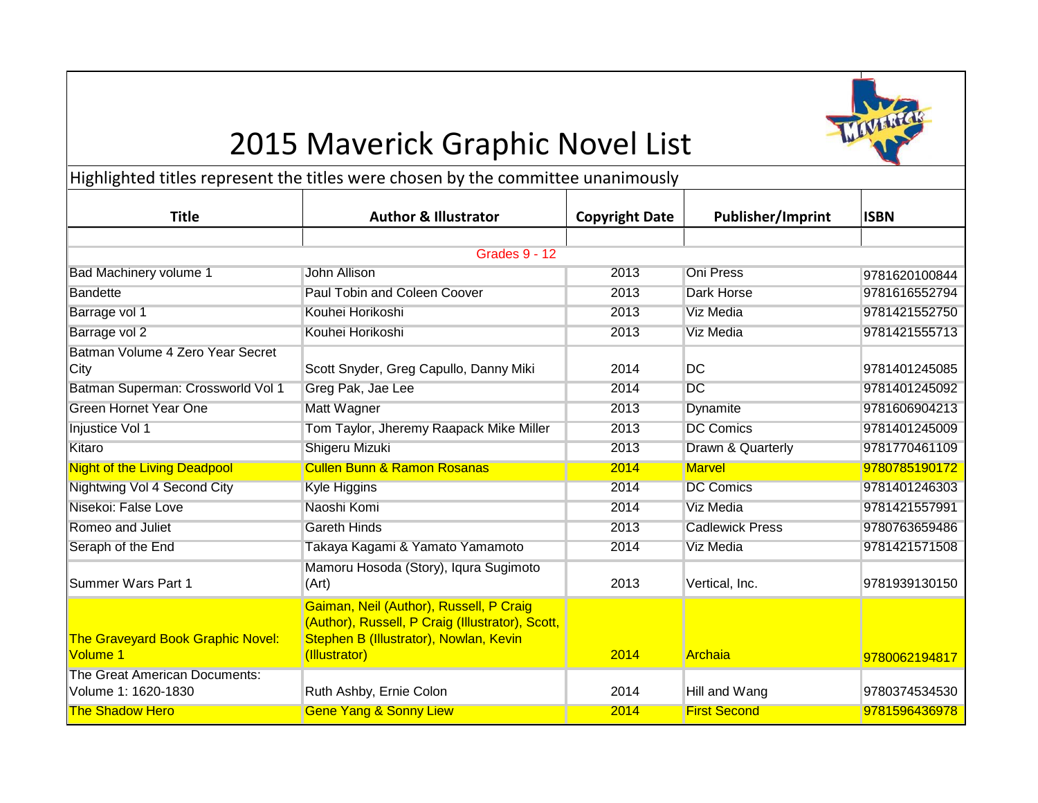# 2015 Maverick Graphic Novel List

Highlighted titles represent the titles were chosen by the committee unanimously

| Title | Author & Illustrator | Copyright Date | Publisher/Imprint | ISBN |
|---|---|---|---|---|
| | | | | |
| Grades 9 - 12 | | | | |
| Bad Machinery volume 1 | John Allison | 2013 | Oni Press | 9781620100844 |
| Bandette | Paul Tobin and Coleen Coover | 2013 | Dark Horse | 9781616552794 |
| Barrage vol 1 | Kouhei Horikoshi | 2013 | Viz Media | 9781421552750 |
| Barrage vol 2 | Kouhei Horikoshi | 2013 | Viz Media | 9781421555713 |
| Batman Volume 4 Zero Year Secret City | Scott Snyder, Greg Capullo, Danny Miki | 2014 | DC | 9781401245085 |
| Batman Superman: Crossworld Vol 1 | Greg Pak, Jae Lee | 2014 | DC | 9781401245092 |
| Green Hornet Year One | Matt Wagner | 2013 | Dynamite | 9781606904213 |
| Injustice Vol 1 | Tom Taylor, Jheremy Raapack Mike Miller | 2013 | DC Comics | 9781401245009 |
| Kitaro | Shigeru Mizuki | 2013 | Drawn & Quarterly | 9781770461109 |
| Night of the Living Deadpool | Cullen Bunn & Ramon Rosanas | 2014 | Marvel | 9780785190172 |
| Nightwing Vol 4 Second City | Kyle Higgins | 2014 | DC Comics | 9781401246303 |
| Nisekoi: False Love | Naoshi Komi | 2014 | Viz Media | 9781421557991 |
| Romeo and Juliet | Gareth Hinds | 2013 | Cadlewick Press | 9780763659486 |
| Seraph of the End | Takaya Kagami & Yamato Yamamoto | 2014 | Viz Media | 9781421571508 |
| Summer Wars Part 1 | Mamoru Hosoda (Story), Iqura Sugimoto (Art) | 2013 | Vertical, Inc. | 9781939130150 |
| The Graveyard Book Graphic Novel: Volume 1 | Gaiman, Neil (Author), Russell, P Craig (Author), Russell, P Craig (Illustrator), Scott, Stephen B (Illustrator), Nowlan, Kevin (Illustrator) | 2014 | Archaia | 9780062194817 |
| The Great American Documents: Volume 1: 1620-1830 | Ruth Ashby, Ernie Colon | 2014 | Hill and Wang | 9780374534530 |
| The Shadow Hero | Gene Yang & Sonny Liew | 2014 | First Second | 9781596436978 |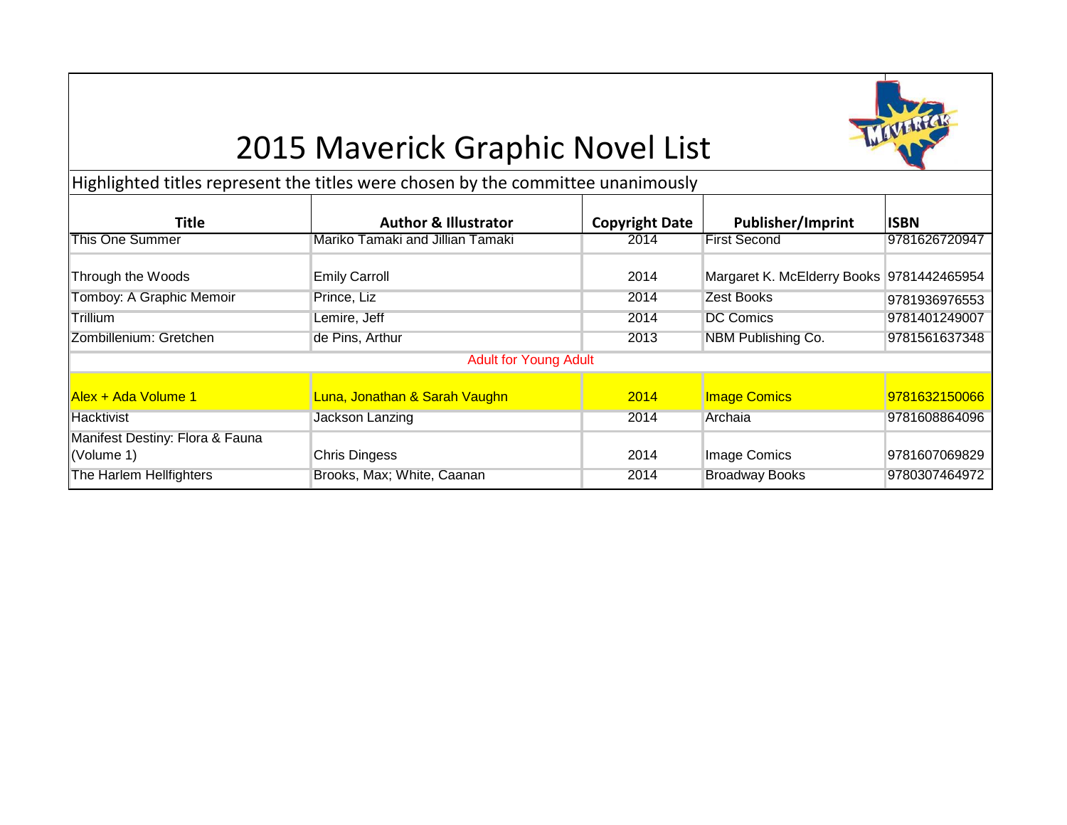# 2015 Maverick Graphic Novel List

Highlighted titles represent the titles were chosen by the committee unanimously

| Title | Author & Illustrator | Copyright Date | Publisher/Imprint | ISBN |
|---|---|---|---|---|
| This One Summer | Mariko Tamaki and Jillian Tamaki | 2014 | First Second | 9781626720947 |
| Through the Woods | Emily Carroll | 2014 | Margaret K. McElderry Books | 9781442465954 |
| Tomboy: A Graphic Memoir | Prince, Liz | 2014 | Zest Books | 9781936976553 |
| Trillium | Lemire, Jeff | 2014 | DC Comics | 9781401249007 |
| Zombillenium: Gretchen | de Pins, Arthur | 2013 | NBM Publishing Co. | 9781561637348 |
| Adult for Young Adult | | | | |
| Alex + Ada Volume 1 | Luna, Jonathan & Sarah Vaughn | 2014 | Image Comics | 9781632150066 |
| Hacktivist | Jackson Lanzing | 2014 | Archaia | 9781608864096 |
| Manifest Destiny: Flora & Fauna (Volume 1) | Chris Dingess | 2014 | Image Comics | 9781607069829 |
| The Harlem Hellfighters | Brooks, Max; White, Caanan | 2014 | Broadway Books | 9780307464972 |